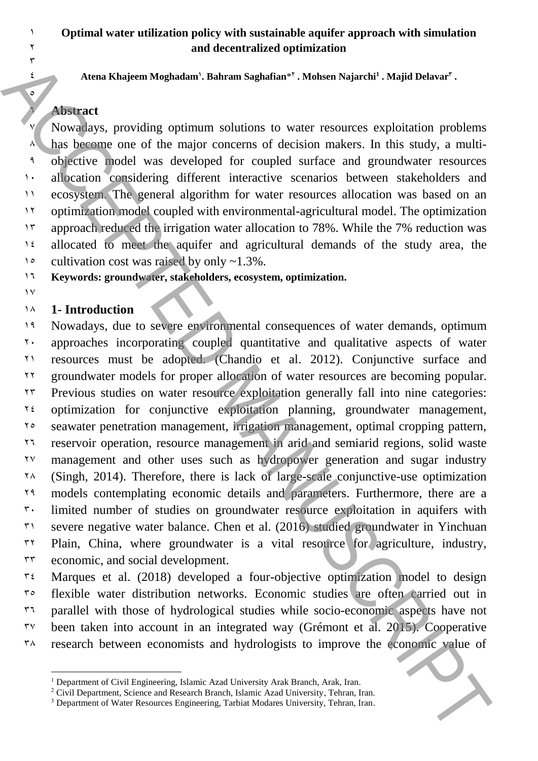# Optimal water utilization policy with sustainable aquifer approach with simulation and decentralized optimization

**Atena Khajeem Moghadam[1]. Bahram Saghafian*[2] . Mohsen Najarchi[1] . Majid Delavar[3] .**

## Abstract

Nowadays, providing optimum solutions to water resources exploitation problems has become one of the major concerns of decision makers. In this study, a multi-objective model was developed for coupled surface and groundwater resources allocation considering different interactive scenarios between stakeholders and ecosystem. The general algorithm for water resources allocation was based on an optimization model coupled with environmental-agricultural model. The optimization approach reduced the irrigation water allocation to 78%. While the 7% reduction was allocated to meet the aquifer and agricultural demands of the study area, the cultivation cost was raised by only ~1.3%.

**Keywords: groundwater, stakeholders, ecosystem, optimization.**

## 1- Introduction

Nowadays, due to severe environmental consequences of water demands, optimum approaches incorporating coupled quantitative and qualitative aspects of water resources must be adopted. (Chandio et al. 2012). Conjunctive surface and groundwater models for proper allocation of water resources are becoming popular. Previous studies on water resource exploitation generally fall into nine categories: optimization for conjunctive exploitation planning, groundwater management, seawater penetration management, irrigation management, optimal cropping pattern, reservoir operation, resource management in arid and semiarid regions, solid waste management and other uses such as hydropower generation and sugar industry (Singh, 2014). Therefore, there is lack of large-scale conjunctive-use optimization models contemplating economic details and parameters. Furthermore, there are a limited number of studies on groundwater resource exploitation in aquifers with severe negative water balance. Chen et al. (2016) studied groundwater in Yinchuan Plain, China, where groundwater is a vital resource for agriculture, industry, economic, and social development.

Marques et al. (2018) developed a four-objective optimization model to design flexible water distribution networks. Economic studies are often carried out in parallel with those of hydrological studies while socio-economic aspects have not been taken into account in an integrated way (Grémont et al. 2015). Cooperative research between economists and hydrologists to improve the economic value of

[1] Department of Civil Engineering, Islamic Azad University Arak Branch, Arak, Iran.
[2] Civil Department, Science and Research Branch, Islamic Azad University, Tehran, Iran.
[3] Department of Water Resources Engineering, Tarbiat Modares University, Tehran, Iran.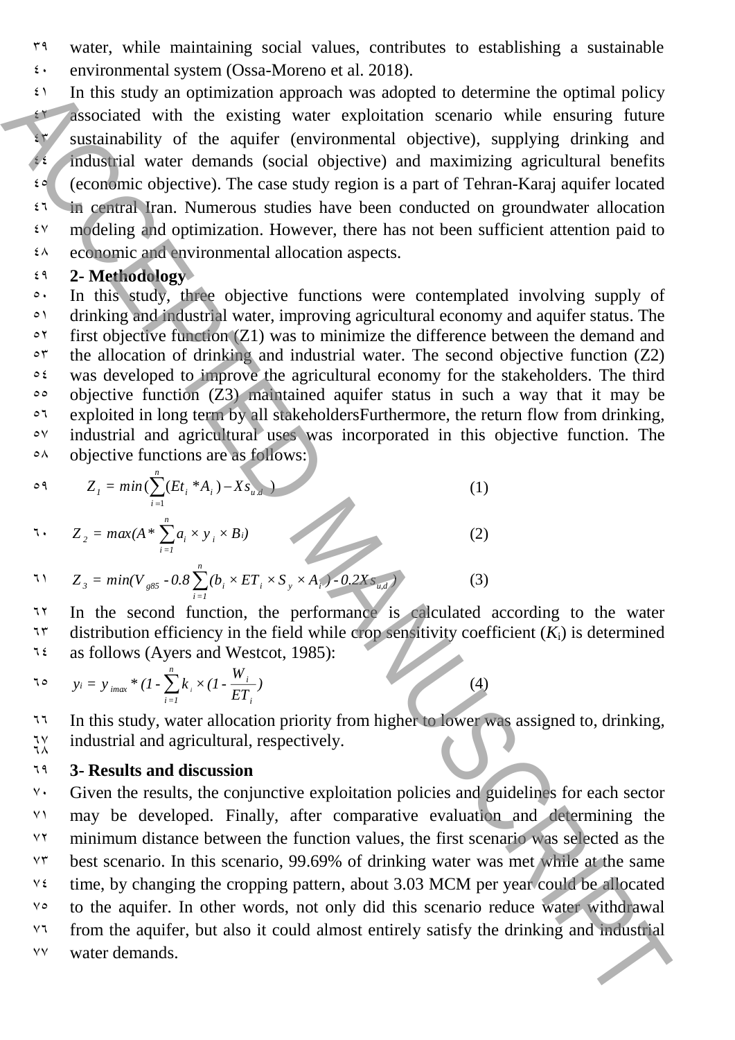water, while maintaining social values, contributes to establishing a sustainable environmental system (Ossa-Moreno et al. 2018).

In this study an optimization approach was adopted to determine the optimal policy associated with the existing water exploitation scenario while ensuring future sustainability of the aquifer (environmental objective), supplying drinking and industrial water demands (social objective) and maximizing agricultural benefits (economic objective). The case study region is a part of Tehran-Karaj aquifer located in central Iran. Numerous studies have been conducted on groundwater allocation modeling and optimization. However, there has not been sufficient attention paid to economic and environmental allocation aspects.

## 2- Methodology

In this study, three objective functions were contemplated involving supply of drinking and industrial water, improving agricultural economy and aquifer status. The first objective function (Z1) was to minimize the difference between the demand and the allocation of drinking and industrial water. The second objective function (Z2) was developed to improve the agricultural economy for the stakeholders. The third objective function (Z3) maintained aquifer status in such a way that it may be exploited in long term by all stakeholdersFurthermore, the return flow from drinking, industrial and agricultural uses was incorporated in this objective function. The objective functions are as follows:

$$Z_1 = min(\sum_{i=1}^{n}(Et_i * A_i) - Xs_{u,d}) \tag{1}$$

$$Z_2 = max(A * \sum_{i=1}^{n} a_i \times y_i \times B_i) \tag{2}$$

$$Z_3 = min(V_{g85} - 0.8\sum_{i=1}^{n}(b_i \times ET_i \times S_y \times A_i) - 0.2Xs_{u,d}) \tag{3}$$

In the second function, the performance is calculated according to the water distribution efficiency in the field while crop sensitivity coefficient ($K_i$) is determined as follows (Ayers and Westcot, 1985):

$$y_i = y_{imax} * (1 - \sum_{i=1}^{n} k_i \times (1 - \frac{W_i}{ET_i}) \tag{4}$$

In this study, water allocation priority from higher to lower was assigned to, drinking, industrial and agricultural, respectively.

## 3- Results and discussion

Given the results, the conjunctive exploitation policies and guidelines for each sector may be developed. Finally, after comparative evaluation and determining the minimum distance between the function values, the first scenario was selected as the best scenario. In this scenario, 99.69% of drinking water was met while at the same time, by changing the cropping pattern, about 3.03 MCM per year could be allocated to the aquifer. In other words, not only did this scenario reduce water withdrawal from the aquifer, but also it could almost entirely satisfy the drinking and industrial water demands.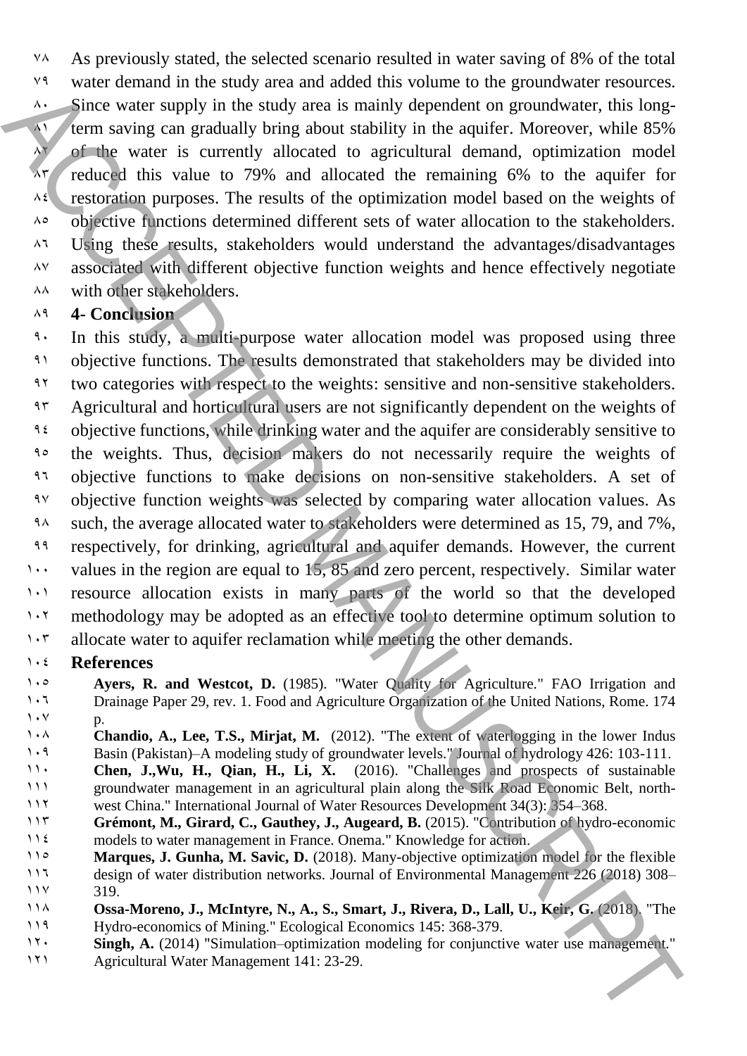As previously stated, the selected scenario resulted in water saving of 8% of the total water demand in the study area and added this volume to the groundwater resources. Since water supply in the study area is mainly dependent on groundwater, this long-term saving can gradually bring about stability in the aquifer. Moreover, while 85% of the water is currently allocated to agricultural demand, optimization model reduced this value to 79% and allocated the remaining 6% to the aquifer for restoration purposes. The results of the optimization model based on the weights of objective functions determined different sets of water allocation to the stakeholders. Using these results, stakeholders would understand the advantages/disadvantages associated with different objective function weights and hence effectively negotiate with other stakeholders.

## 4- Conclusion

In this study, a multi-purpose water allocation model was proposed using three objective functions. The results demonstrated that stakeholders may be divided into two categories with respect to the weights: sensitive and non-sensitive stakeholders. Agricultural and horticultural users are not significantly dependent on the weights of objective functions, while drinking water and the aquifer are considerably sensitive to the weights. Thus, decision makers do not necessarily require the weights of objective functions to make decisions on non-sensitive stakeholders. A set of objective function weights was selected by comparing water allocation values. As such, the average allocated water to stakeholders were determined as 15, 79, and 7%, respectively, for drinking, agricultural and aquifer demands. However, the current values in the region are equal to 15, 85 and zero percent, respectively. Similar water resource allocation exists in many parts of the world so that the developed methodology may be adopted as an effective tool to determine optimum solution to allocate water to aquifer reclamation while meeting the other demands.

## References

**Ayers, R. and Westcot, D.** (1985). "Water Quality for Agriculture." FAO Irrigation and Drainage Paper 29, rev. 1. Food and Agriculture Organization of the United Nations, Rome. 174 p.

**Chandio, A., Lee, T.S., Mirjat, M.** (2012). "The extent of waterlogging in the lower Indus Basin (Pakistan)–A modeling study of groundwater levels." Journal of hydrology 426: 103-111.

**Chen, J.,Wu, H., Qian, H., Li, X.** (2016). "Challenges and prospects of sustainable groundwater management in an agricultural plain along the Silk Road Economic Belt, north-west China." International Journal of Water Resources Development 34(3): 354–368.

**Grémont, M., Girard, C., Gauthey, J., Augeard, B.** (2015). "Contribution of hydro-economic models to water management in France. Onema." Knowledge for action.

**Marques, J. Gunha, M. Savic, D.** (2018). Many-objective optimization model for the flexible design of water distribution networks. Journal of Environmental Management 226 (2018) 308–319.

**Ossa-Moreno, J., McIntyre, N., A., S., Smart, J., Rivera, D., Lall, U., Keir, G.** (2018). "The Hydro-economics of Mining." Ecological Economics 145: 368-379.

**Singh, A.** (2014) "Simulation–optimization modeling for conjunctive water use management." Agricultural Water Management 141: 23-29.